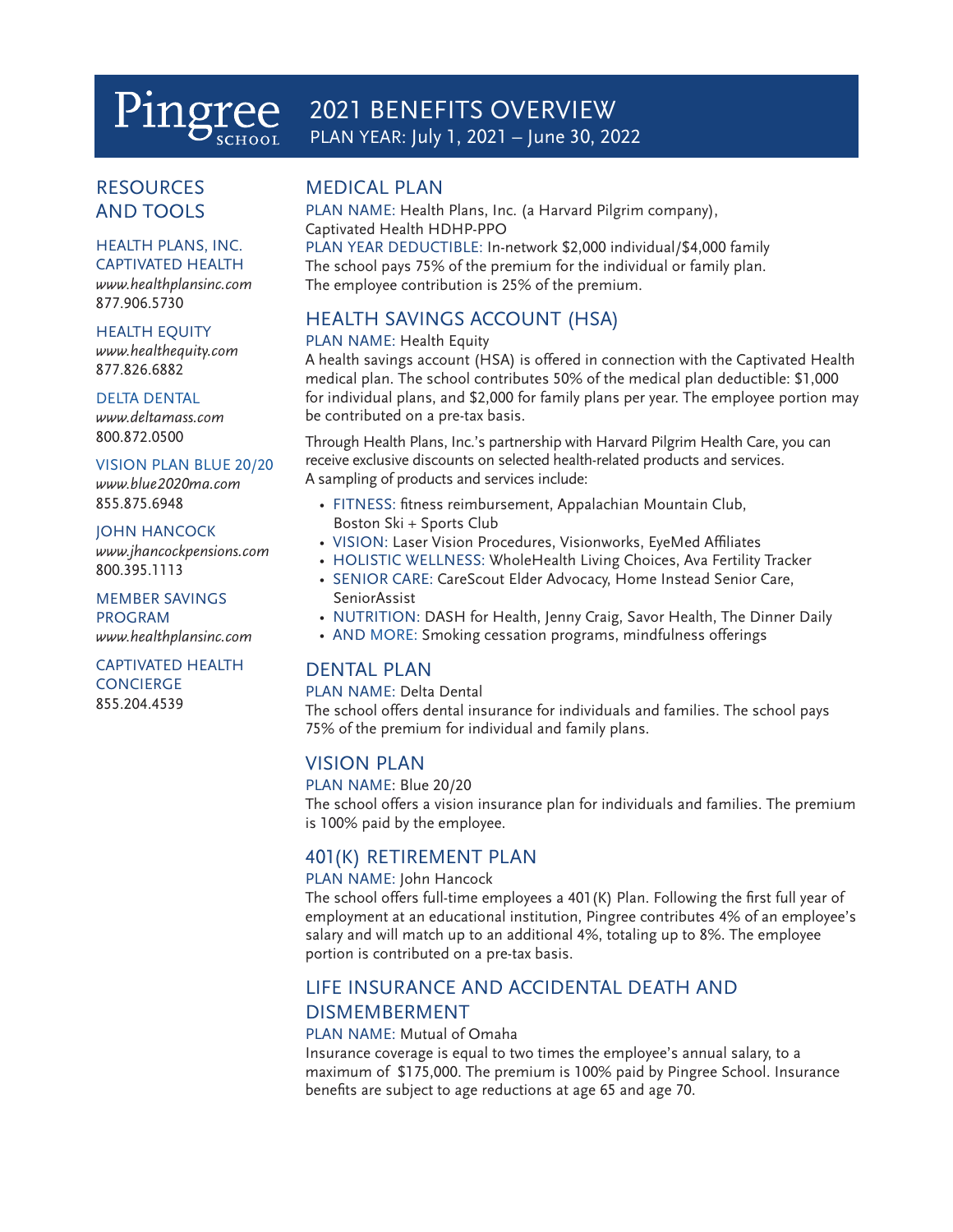# Pingree SCHOOL

# 2021 BENEFITS OVERVIEW

PLAN YEAR: July 1, 2021 – June 30, 2022

## RESOURCES AND TOOLS

HEALTH PLANS, INC. CAPTIVATED HEALTH
*www.healthplansinc.com*
877.906.5730

HEALTH EQUITY
*www.healthequity.com*
877.826.6882

DELTA DENTAL
*www.deltamass.com*
800.872.0500

VISION PLAN BLUE 20/20
*www.blue2020ma.com*
855.875.6948

JOHN HANCOCK
*www.jhancockpensions.com*
800.395.1113

MEMBER SAVINGS PROGRAM
*www.healthplansinc.com*

CAPTIVATED HEALTH CONCIERGE
855.204.4539

## MEDICAL PLAN

PLAN NAME: Health Plans, Inc. (a Harvard Pilgrim company), Captivated Health HDHP-PPO
PLAN YEAR DEDUCTIBLE: In-network $2,000 individual/$4,000 family
The school pays 75% of the premium for the individual or family plan. The employee contribution is 25% of the premium.

## HEALTH SAVINGS ACCOUNT (HSA)

PLAN NAME: Health Equity
A health savings account (HSA) is offered in connection with the Captivated Health medical plan. The school contributes 50% of the medical plan deductible: $1,000 for individual plans, and $2,000 for family plans per year. The employee portion may be contributed on a pre-tax basis.

Through Health Plans, Inc.'s partnership with Harvard Pilgrim Health Care, you can receive exclusive discounts on selected health-related products and services. A sampling of products and services include:

- FITNESS: fitness reimbursement, Appalachian Mountain Club, Boston Ski + Sports Club
- VISION: Laser Vision Procedures, Visionworks, EyeMed Affiliates
- HOLISTIC WELLNESS: WholeHealth Living Choices, Ava Fertility Tracker
- SENIOR CARE: CareScout Elder Advocacy, Home Instead Senior Care, SeniorAssist
- NUTRITION: DASH for Health, Jenny Craig, Savor Health, The Dinner Daily
- AND MORE: Smoking cessation programs, mindfulness offerings

## DENTAL PLAN

PLAN NAME: Delta Dental
The school offers dental insurance for individuals and families. The school pays 75% of the premium for individual and family plans.

## VISION PLAN

PLAN NAME: Blue 20/20
The school offers a vision insurance plan for individuals and families. The premium is 100% paid by the employee.

## 401(K) RETIREMENT PLAN

PLAN NAME: John Hancock
The school offers full-time employees a 401(K) Plan. Following the first full year of employment at an educational institution, Pingree contributes 4% of an employee's salary and will match up to an additional 4%, totaling up to 8%. The employee portion is contributed on a pre-tax basis.

## LIFE INSURANCE AND ACCIDENTAL DEATH AND DISMEMBERMENT

PLAN NAME: Mutual of Omaha
Insurance coverage is equal to two times the employee's annual salary, to a maximum of $175,000. The premium is 100% paid by Pingree School. Insurance benefits are subject to age reductions at age 65 and age 70.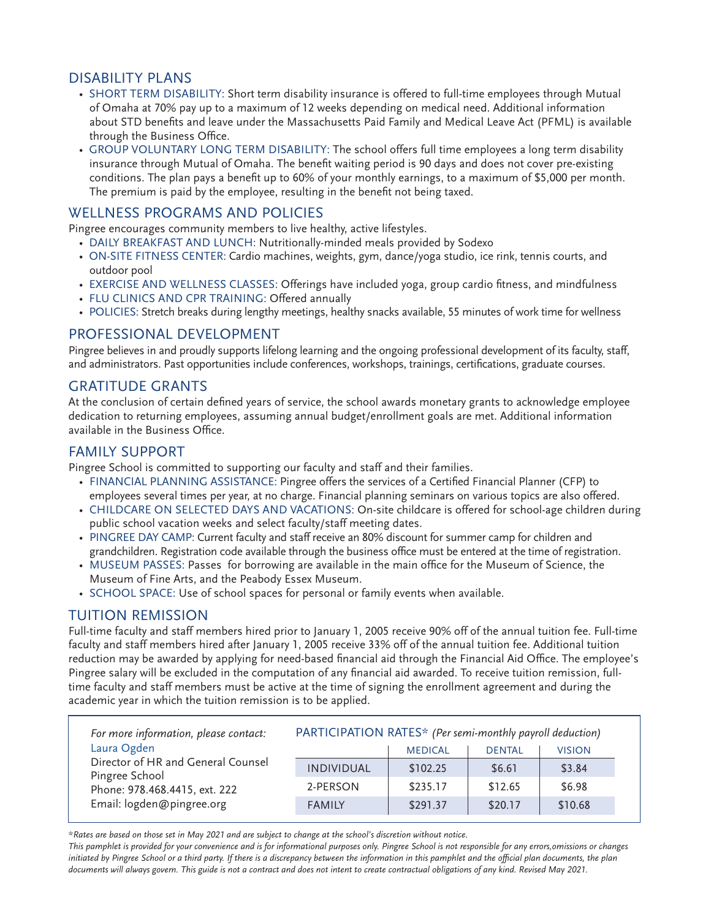## DISABILITY PLANS

- SHORT TERM DISABILITY: Short term disability insurance is offered to full-time employees through Mutual of Omaha at 70% pay up to a maximum of 12 weeks depending on medical need. Additional information about STD benefits and leave under the Massachusetts Paid Family and Medical Leave Act (PFML) is available through the Business Office.
- GROUP VOLUNTARY LONG TERM DISABILITY: The school offers full time employees a long term disability insurance through Mutual of Omaha. The benefit waiting period is 90 days and does not cover pre-existing conditions. The plan pays a benefit up to 60% of your monthly earnings, to a maximum of $5,000 per month. The premium is paid by the employee, resulting in the benefit not being taxed.

## WELLNESS PROGRAMS AND POLICIES

Pingree encourages community members to live healthy, active lifestyles.

- DAILY BREAKFAST AND LUNCH: Nutritionally-minded meals provided by Sodexo
- ON-SITE FITNESS CENTER: Cardio machines, weights, gym, dance/yoga studio, ice rink, tennis courts, and outdoor pool
- EXERCISE AND WELLNESS CLASSES: Offerings have included yoga, group cardio fitness, and mindfulness
- FLU CLINICS AND CPR TRAINING: Offered annually
- POLICIES: Stretch breaks during lengthy meetings, healthy snacks available, 55 minutes of work time for wellness

## PROFESSIONAL DEVELOPMENT

Pingree believes in and proudly supports lifelong learning and the ongoing professional development of its faculty, staff, and administrators. Past opportunities include conferences, workshops, trainings, certifications, graduate courses.

## GRATITUDE GRANTS

At the conclusion of certain defined years of service, the school awards monetary grants to acknowledge employee dedication to returning employees, assuming annual budget/enrollment goals are met. Additional information available in the Business Office.

## FAMILY SUPPORT

Pingree School is committed to supporting our faculty and staff and their families.

- FINANCIAL PLANNING ASSISTANCE: Pingree offers the services of a Certified Financial Planner (CFP) to employees several times per year, at no charge. Financial planning seminars on various topics are also offered.
- CHILDCARE ON SELECTED DAYS AND VACATIONS: On-site childcare is offered for school-age children during public school vacation weeks and select faculty/staff meeting dates.
- PINGREE DAY CAMP: Current faculty and staff receive an 80% discount for summer camp for children and grandchildren. Registration code available through the business office must be entered at the time of registration.
- MUSEUM PASSES: Passes for borrowing are available in the main office for the Museum of Science, the Museum of Fine Arts, and the Peabody Essex Museum.
- SCHOOL SPACE: Use of school spaces for personal or family events when available.

## TUITION REMISSION

Full-time faculty and staff members hired prior to January 1, 2005 receive 90% off of the annual tuition fee. Full-time faculty and staff members hired after January 1, 2005 receive 33% off of the annual tuition fee. Additional tuition reduction may be awarded by applying for need-based financial aid through the Financial Aid Office. The employee's Pingree salary will be excluded in the computation of any financial aid awarded. To receive tuition remission, full-time faculty and staff members must be active at the time of signing the enrollment agreement and during the academic year in which the tuition remission is to be applied.

*For more information, please contact:*
Laura Ogden
Director of HR and General Counsel
Pingree School
Phone: 978.468.4415, ext. 222
Email: logden@pingree.org

PARTICIPATION RATES* *(Per semi-monthly payroll deduction)*

| | MEDICAL | DENTAL | VISION |
|---|---|---|---|
| INDIVIDUAL | $102.25 | $6.61 | $3.84 |
| 2-PERSON | $235.17 | $12.65 | $6.98 |
| FAMILY | $291.37 | $20.17 | $10.68 |

*\*Rates are based on those set in May 2021 and are subject to change at the school's discretion without notice.*
*This pamphlet is provided for your convenience and is for informational purposes only. Pingree School is not responsible for any errors,omissions or changes initiated by Pingree School or a third party. If there is a discrepancy between the information in this pamphlet and the official plan documents, the plan documents will always govern. This guide is not a contract and does not intent to create contractual obligations of any kind. Revised May 2021.*